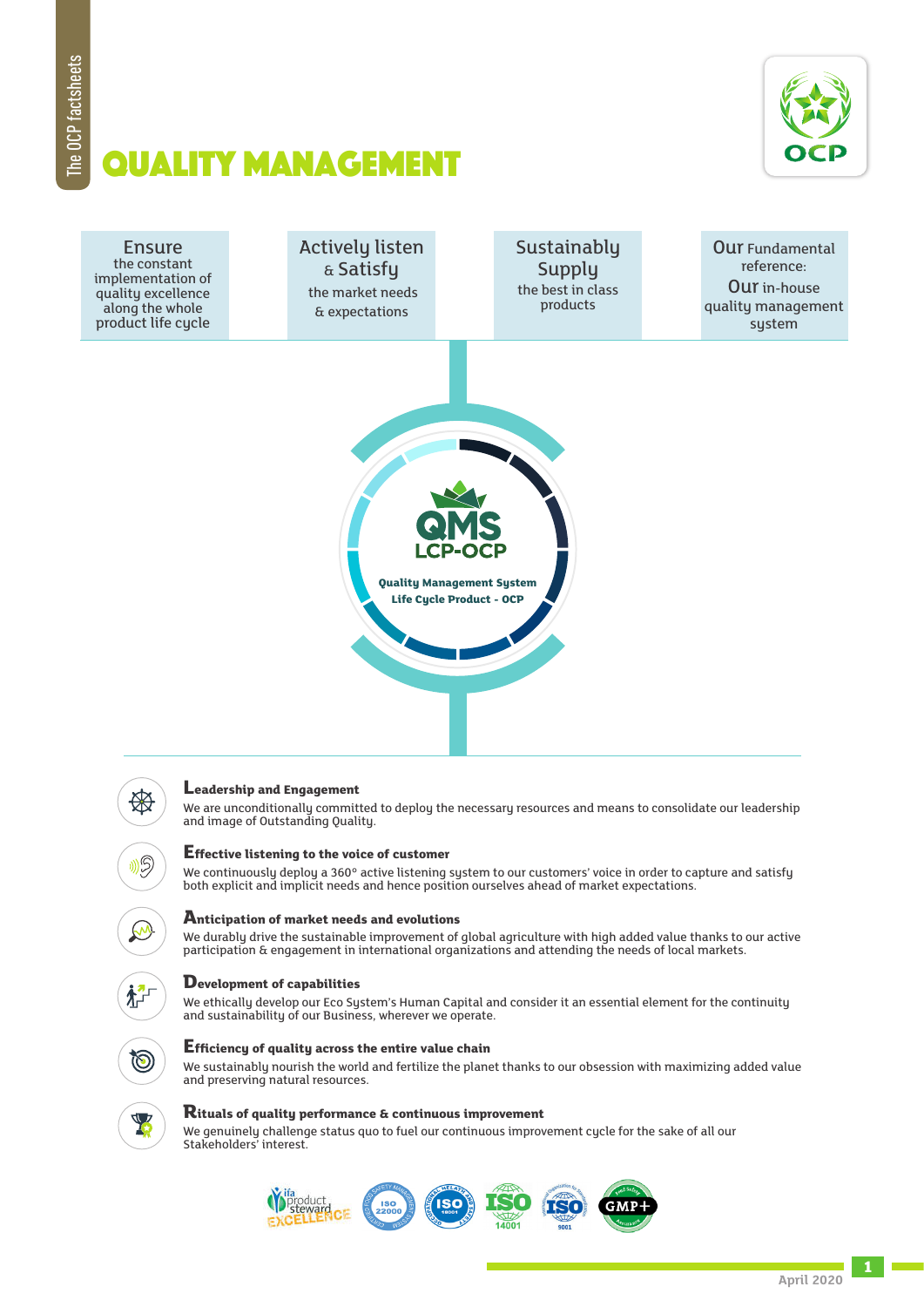# QUALITY MANAGEMENT

**Ensure** the constant implementation of quality excellence along the whole product life cycle

**Actively listen & Satisfy** the market needs & expectations

**Sustainably Supply** the best in class products

**Our** Fundamental reference: **Our** in-house quality management system

**QMS LCP-OCP**

Quality Management System Life Cycle Product - OCP

### Leadership and Engagement

We are unconditionally committed to deploy the necessary resources and means to consolidate our leadership and image of Outstanding Quality.

### Effective listening to the voice of customer

We continuously deploy a 360° active listening system to our customers' voice in order to capture and satisfy both explicit and implicit needs and hence position ourselves ahead of market expectations.

### Anticipation of market needs and evolutions

We durably drive the sustainable improvement of global agriculture with high added value thanks to our active participation & engagement in international organizations and attending the needs of local markets.

### Development of capabilities

We ethically develop our Eco System's Human Capital and consider it an essential element for the continuity and sustainability of our Business, wherever we operate.

### Efficiency of quality across the entire value chain

We sustainably nourish the world and fertilize the planet thanks to our obsession with maximizing added value and preserving natural resources.

### Rituals of quality performance & continuous improvement

We genuinely challenge status quo to fuel our continuous improvement cycle for the sake of all our Stakeholders' interest.

ifa product steward EXCELLENCE | ISO 22000 | ISO 18001 | ISO 14001 | ISO 9001 | GMP+

April 2020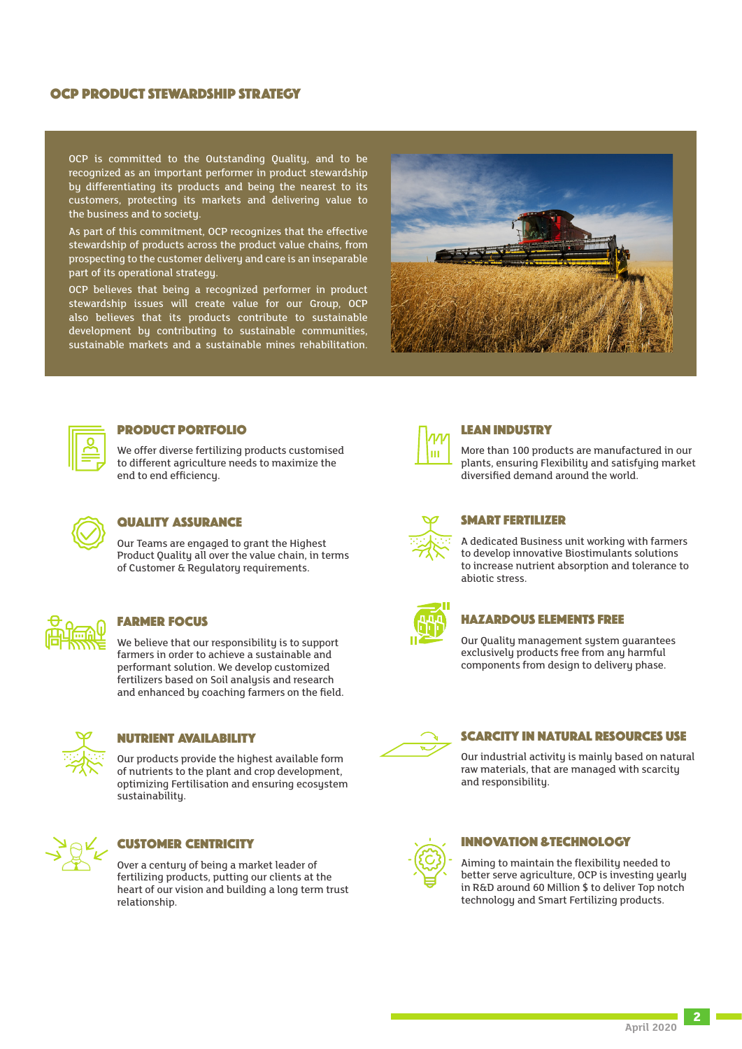## OCP PRODUCT STEWARDSHIP STRATEGY

OCP is committed to the Outstanding Quality, and to be recognized as an important performer in product stewardship by differentiating its products and being the nearest to its customers, protecting its markets and delivering value to the business and to society.

As part of this commitment, OCP recognizes that the effective stewardship of products across the product value chains, from prospecting to the customer delivery and care is an inseparable part of its operational strategy.

OCP believes that being a recognized performer in product stewardship issues will create value for our Group, OCP also believes that its products contribute to sustainable development by contributing to sustainable communities, sustainable markets and a sustainable mines rehabilitation.

### PRODUCT PORTFOLIO

We offer diverse fertilizing products customised to different agriculture needs to maximize the end to end efficiency.

### QUALITY ASSURANCE

Our Teams are engaged to grant the Highest Product Quality all over the value chain, in terms of Customer & Regulatory requirements.

### FARMER FOCUS

We believe that our responsibility is to support farmers in order to achieve a sustainable and performant solution. We develop customized fertilizers based on Soil analysis and research and enhanced by coaching farmers on the field.

### NUTRIENT AVAILABILITY

Our products provide the highest available form of nutrients to the plant and crop development, optimizing Fertilisation and ensuring ecosystem sustainability.

### CUSTOMER CENTRICITY

Over a century of being a market leader of fertilizing products, putting our clients at the heart of our vision and building a long term trust relationship.

### LEAN INDUSTRY

More than 100 products are manufactured in our plants, ensuring Flexibility and satisfying market diversified demand around the world.

### SMART FERTILIZER

A dedicated Business unit working with farmers to develop innovative Biostimulants solutions to increase nutrient absorption and tolerance to abiotic stress.

### HAZARDOUS ELEMENTS FREE

Our Quality management system guarantees exclusively products free from any harmful components from design to delivery phase.

### SCARCITY IN NATURAL RESOURCES USE

Our industrial activity is mainly based on natural raw materials, that are managed with scarcity and responsibility.

### INNOVATION & TECHNOLOGY

Aiming to maintain the flexibility needed to better serve agriculture, OCP is investing yearly in R&D around 60 Million $ to deliver Top notch technology and Smart Fertilizing products.

April 2020